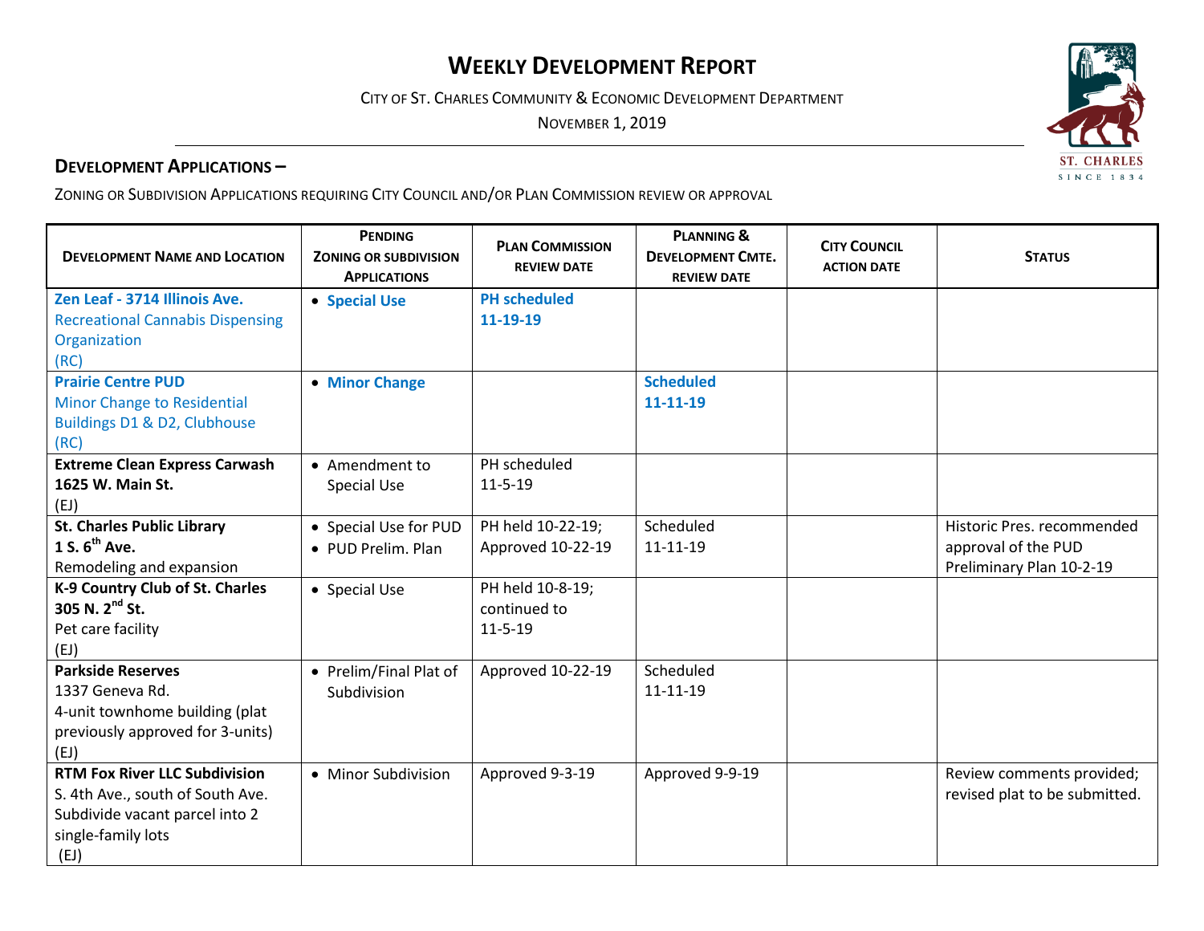# WEEKLY DEVELOPMENT REPORT

CITY OF ST. CHARLES COMMUNITY & ECONOMIC DEVELOPMENT DEPARTMENT

NOVEMBER 1, 2019

## DEVELOPMENT APPLICATIONS –

ZONING OR SUBDIVISION APPLICATIONS REQUIRING CITY COUNCIL AND/OR PLAN COMMISSION REVIEW OR APPROVAL

| DEVELOPMENT NAME AND LOCATION | PENDING ZONING OR SUBDIVISION APPLICATIONS | PLAN COMMISSION REVIEW DATE | PLANNING & DEVELOPMENT CMTE. REVIEW DATE | CITY COUNCIL ACTION DATE | STATUS |
|---|---|---|---|---|---|
| **Zen Leaf - 3714 Illinois Ave.** Recreational Cannabis Dispensing Organization (RC) | • **Special Use** | **PH scheduled 11-19-19** | | | |
| **Prairie Centre PUD** Minor Change to Residential Buildings D1 & D2, Clubhouse (RC) | • **Minor Change** | | **Scheduled 11-11-19** | | |
| **Extreme Clean Express Carwash 1625 W. Main St.** (EJ) | • Amendment to Special Use | PH scheduled 11-5-19 | | | |
| **St. Charles Public Library 1 S. 6th Ave.** Remodeling and expansion | • Special Use for PUD • PUD Prelim. Plan | PH held 10-22-19; Approved 10-22-19 | Scheduled 11-11-19 | | Historic Pres. recommended approval of the PUD Preliminary Plan 10-2-19 |
| **K-9 Country Club of St. Charles 305 N. 2nd St.** Pet care facility (EJ) | • Special Use | PH held 10-8-19; continued to 11-5-19 | | | |
| **Parkside Reserves** 1337 Geneva Rd. 4-unit townhome building (plat previously approved for 3-units) (EJ) | • Prelim/Final Plat of Subdivision | Approved 10-22-19 | Scheduled 11-11-19 | | |
| **RTM Fox River LLC Subdivision** S. 4th Ave., south of South Ave. Subdivide vacant parcel into 2 single-family lots (EJ) | • Minor Subdivision | Approved 9-3-19 | Approved 9-9-19 | | Review comments provided; revised plat to be submitted. |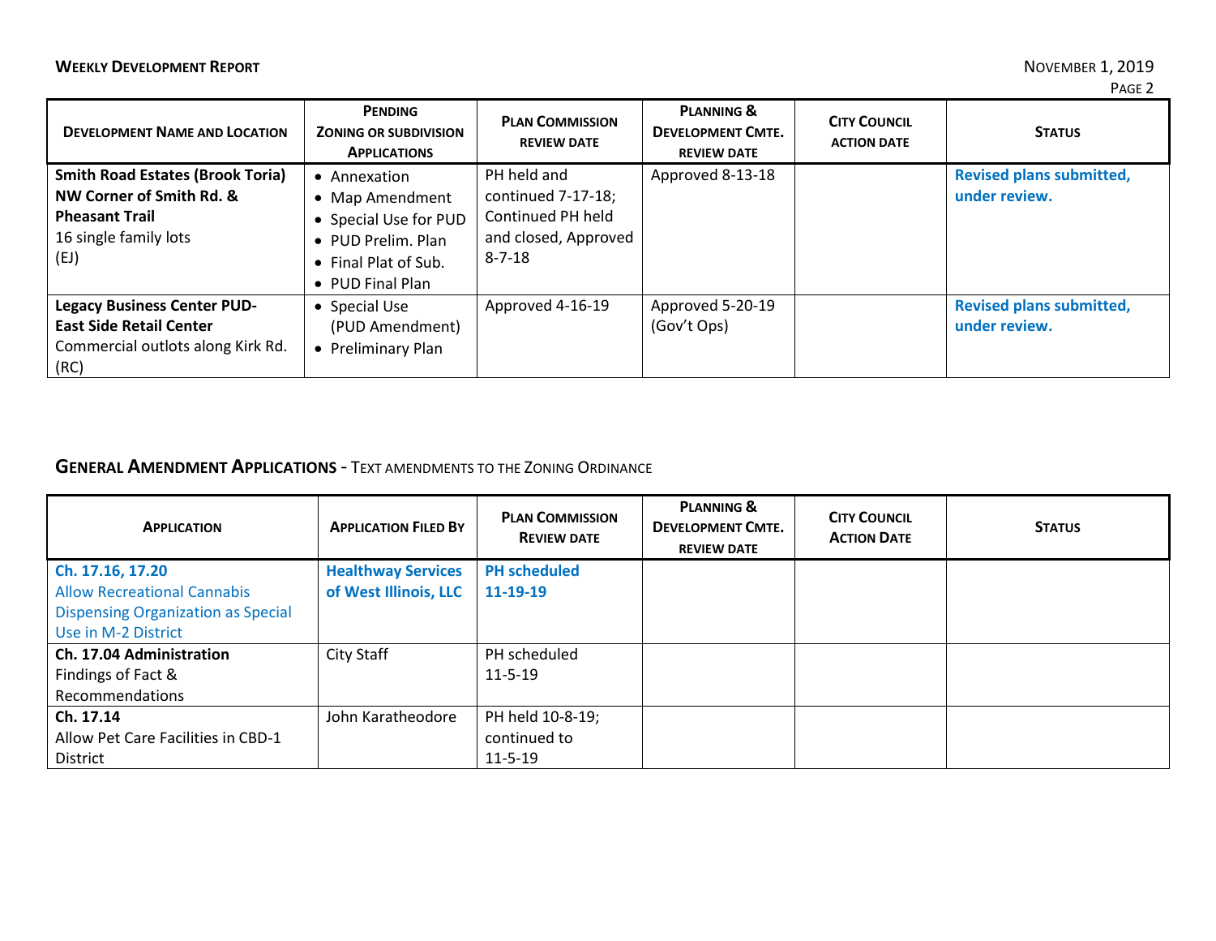| Development Name and Location | Pending Zoning or Subdivision Applications | Plan Commission Review Date | Planning & Development Cmte. Review Date | City Council Action Date | Status |
|---|---|---|---|---|---|
| **Smith Road Estates (Brook Toria)** **NW Corner of Smith Rd. & Pheasant Trail** 16 single family lots (EJ) | • Annexation • Map Amendment • Special Use for PUD • PUD Prelim. Plan • Final Plat of Sub. • PUD Final Plan | PH held and continued 7-17-18; Continued PH held and closed, Approved 8-7-18 | Approved 8-13-18 | | **Revised plans submitted, under review.** |
| **Legacy Business Center PUD-** **East Side Retail Center** Commercial outlots along Kirk Rd. (RC) | • Special Use (PUD Amendment) • Preliminary Plan | Approved 4-16-19 | Approved 5-20-19 (Gov't Ops) | | **Revised plans submitted, under review.** |

## General Amendment Applications - Text amendments to the Zoning Ordinance

| Application | Application Filed By | Plan Commission Review Date | Planning & Development Cmte. Review Date | City Council Action Date | Status |
|---|---|---|---|---|---|
| **Ch. 17.16, 17.20** Allow Recreational Cannabis Dispensing Organization as Special Use in M-2 District | **Healthway Services of West Illinois, LLC** | **PH scheduled 11-19-19** | | | |
| **Ch. 17.04 Administration** Findings of Fact & Recommendations | City Staff | PH scheduled 11-5-19 | | | |
| **Ch. 17.14** Allow Pet Care Facilities in CBD-1 District | John Karatheodore | PH held 10-8-19; continued to 11-5-19 | | | |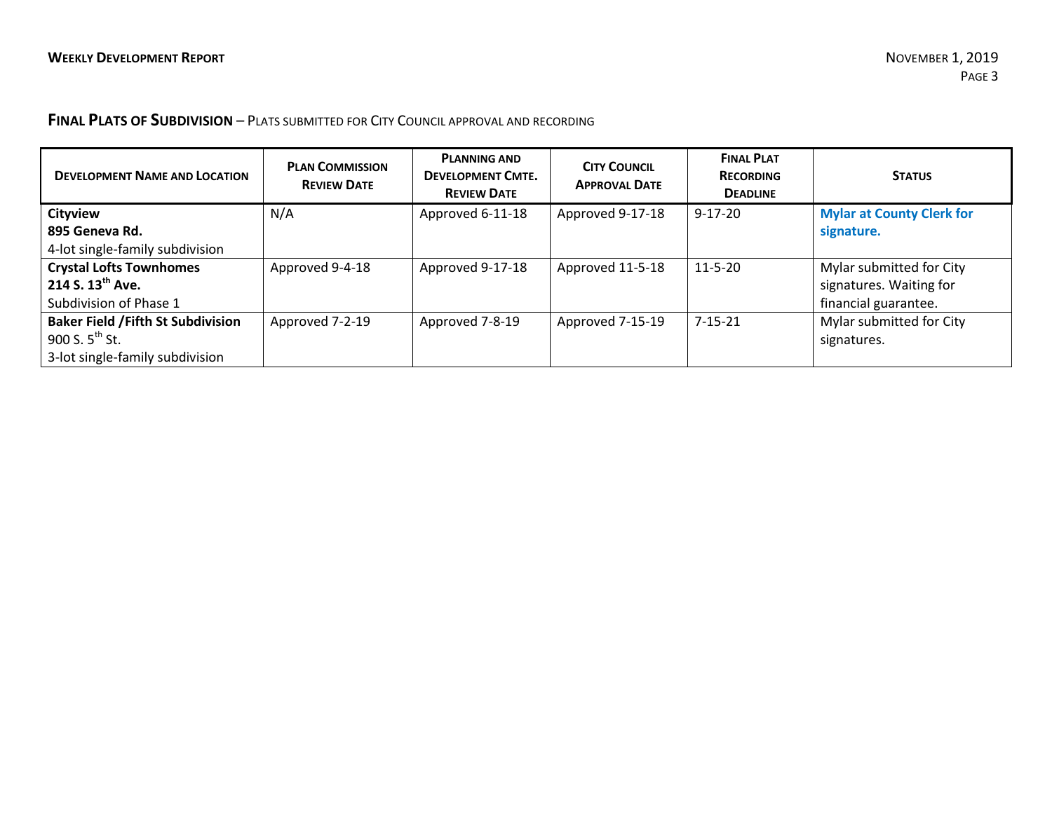## **FINAL PLATS OF SUBDIVISION** – PLATS SUBMITTED FOR CITY COUNCIL APPROVAL AND RECORDING

| **DEVELOPMENT NAME AND LOCATION** | **PLAN COMMISSION REVIEW DATE** | **PLANNING AND DEVELOPMENT CMTE. REVIEW DATE** | **CITY COUNCIL APPROVAL DATE** | **FINAL PLAT RECORDING DEADLINE** | **STATUS** |
|---|---|---|---|---|---|
| **Cityview**<br>**895 Geneva Rd.**<br>4-lot single-family subdivision | N/A | Approved 6-11-18 | Approved 9-17-18 | 9-17-20 | **Mylar at County Clerk for signature.** |
| **Crystal Lofts Townhomes**<br>**214 S. 13th Ave.**<br>Subdivision of Phase 1 | Approved 9-4-18 | Approved 9-17-18 | Approved 11-5-18 | 11-5-20 | Mylar submitted for City signatures. Waiting for financial guarantee. |
| **Baker Field /Fifth St Subdivision**<br>900 S. 5th St.<br>3-lot single-family subdivision | Approved 7-2-19 | Approved 7-8-19 | Approved 7-15-19 | 7-15-21 | Mylar submitted for City signatures. |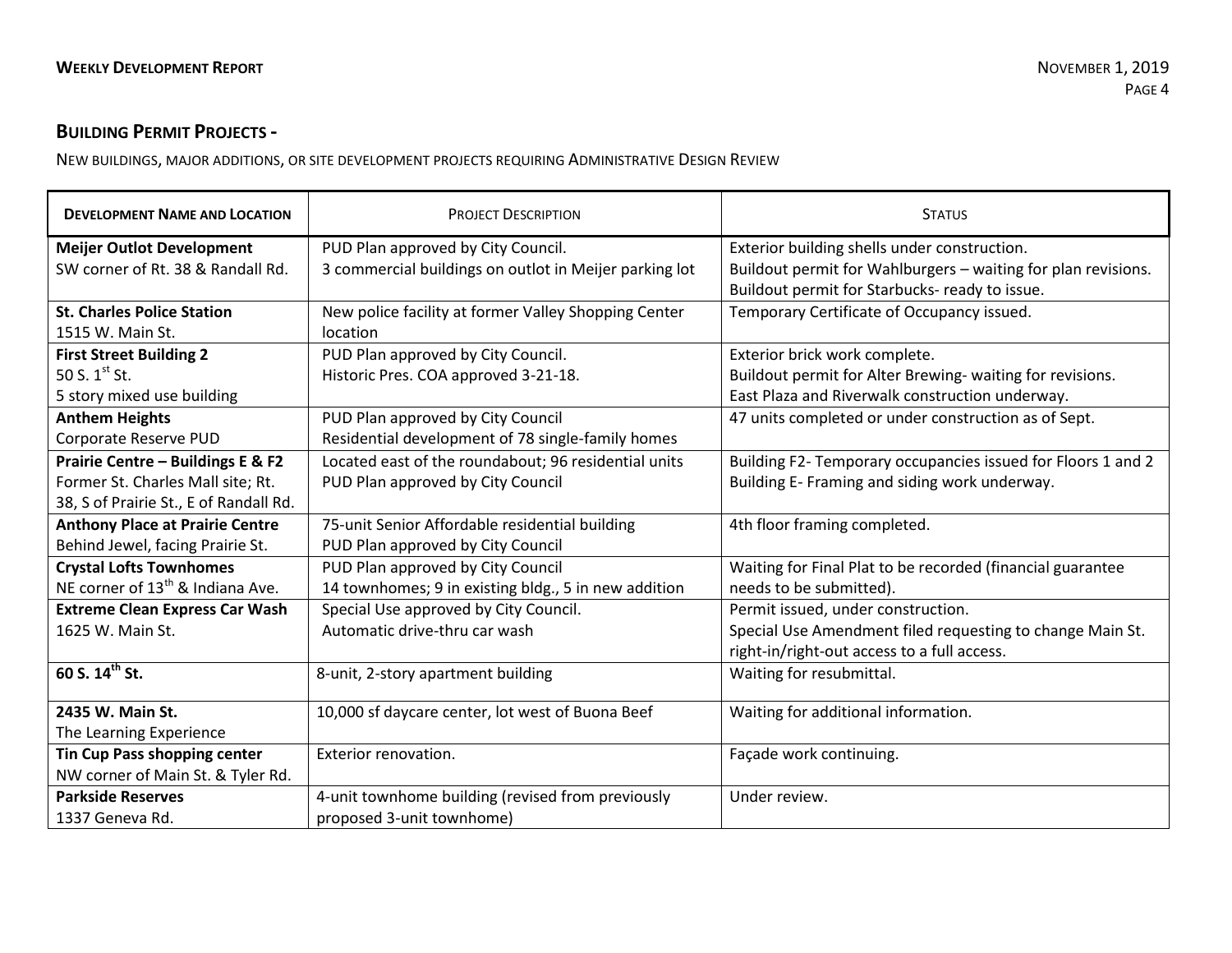## Building Permit Projects -

New buildings, major additions, or site development projects requiring Administrative Design Review

| Development Name and Location | Project Description | Status |
|---|---|---|
| **Meijer Outlot Development**<br>SW corner of Rt. 38 & Randall Rd. | PUD Plan approved by City Council.<br>3 commercial buildings on outlot in Meijer parking lot | Exterior building shells under construction.<br>Buildout permit for Wahlburgers – waiting for plan revisions.<br>Buildout permit for Starbucks- ready to issue. |
| **St. Charles Police Station**<br>1515 W. Main St. | New police facility at former Valley Shopping Center location | Temporary Certificate of Occupancy issued. |
| **First Street Building 2**<br>50 S. 1st St.<br>5 story mixed use building | PUD Plan approved by City Council.<br>Historic Pres. COA approved 3-21-18. | Exterior brick work complete.<br>Buildout permit for Alter Brewing- waiting for revisions.<br>East Plaza and Riverwalk construction underway. |
| **Anthem Heights**<br>Corporate Reserve PUD | PUD Plan approved by City Council<br>Residential development of 78 single-family homes | 47 units completed or under construction as of Sept. |
| **Prairie Centre – Buildings E & F2**<br>Former St. Charles Mall site; Rt. 38, S of Prairie St., E of Randall Rd. | Located east of the roundabout; 96 residential units<br>PUD Plan approved by City Council | Building F2- Temporary occupancies issued for Floors 1 and 2<br>Building E- Framing and siding work underway. |
| **Anthony Place at Prairie Centre**<br>Behind Jewel, facing Prairie St. | 75-unit Senior Affordable residential building<br>PUD Plan approved by City Council | 4th floor framing completed. |
| **Crystal Lofts Townhomes**<br>NE corner of 13th & Indiana Ave. | PUD Plan approved by City Council<br>14 townhomes; 9 in existing bldg., 5 in new addition | Waiting for Final Plat to be recorded (financial guarantee needs to be submitted). |
| **Extreme Clean Express Car Wash**<br>1625 W. Main St. | Special Use approved by City Council.<br>Automatic drive-thru car wash | Permit issued, under construction.<br>Special Use Amendment filed requesting to change Main St. right-in/right-out access to a full access. |
| **60 S. 14th St.** | 8-unit, 2-story apartment building | Waiting for resubmittal. |
| **2435 W. Main St.**<br>The Learning Experience | 10,000 sf daycare center, lot west of Buona Beef | Waiting for additional information. |
| **Tin Cup Pass shopping center**<br>NW corner of Main St. & Tyler Rd. | Exterior renovation. | Façade work continuing. |
| **Parkside Reserves**<br>1337 Geneva Rd. | 4-unit townhome building (revised from previously proposed 3-unit townhome) | Under review. |